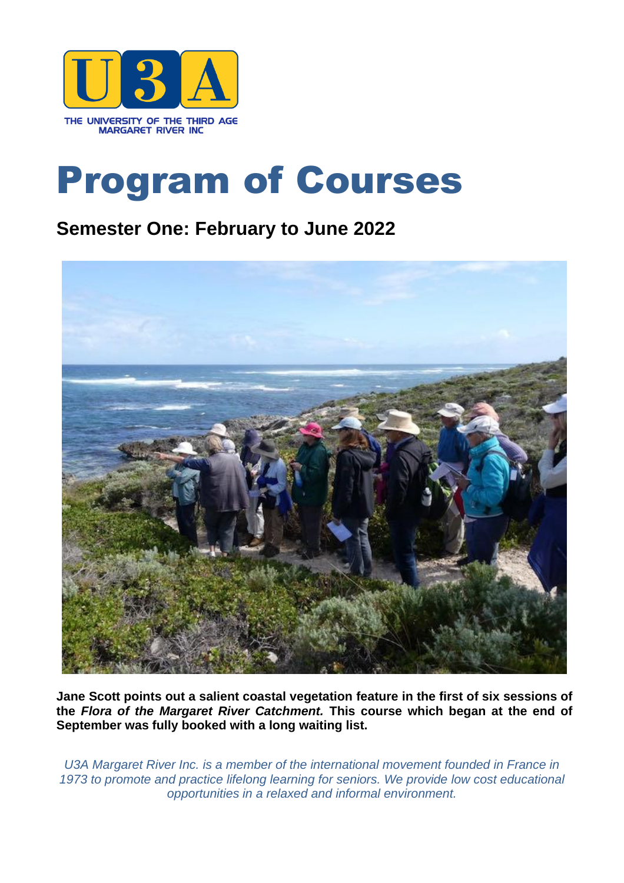U3A

THE UNIVERSITY OF THE THIRD AGE
MARGARET RIVER INC

# Program of Courses

## Semester One: February to June 2022

**Jane Scott points out a salient coastal vegetation feature in the first of six sessions of the *Flora of the Margaret River Catchment.* This course which began at the end of September was fully booked with a long waiting list.**

*U3A Margaret River Inc. is a member of the international movement founded in France in 1973 to promote and practice lifelong learning for seniors. We provide low cost educational opportunities in a relaxed and informal environment.*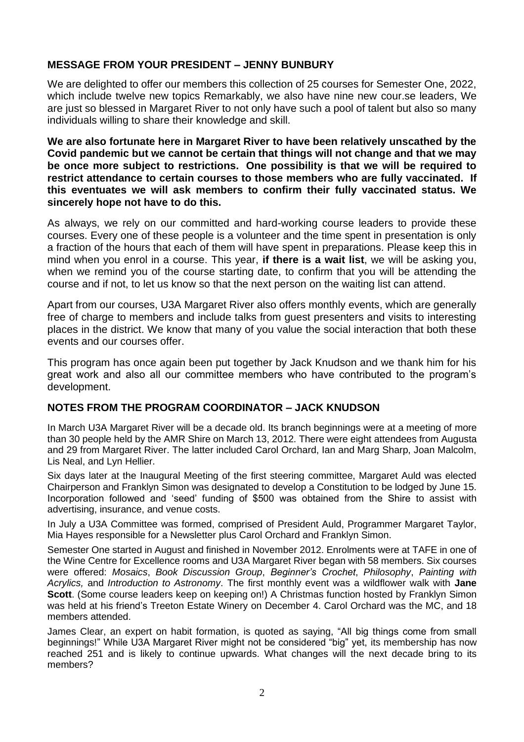## MESSAGE FROM YOUR PRESIDENT – JENNY BUNBURY

We are delighted to offer our members this collection of 25 courses for Semester One, 2022, which include twelve new topics Remarkably, we also have nine new cour.se leaders, We are just so blessed in Margaret River to not only have such a pool of talent but also so many individuals willing to share their knowledge and skill.

**We are also fortunate here in Margaret River to have been relatively unscathed by the Covid pandemic but we cannot be certain that things will not change and that we may be once more subject to restrictions. One possibility is that we will be required to restrict attendance to certain courses to those members who are fully vaccinated. If this eventuates we will ask members to confirm their fully vaccinated status. We sincerely hope not have to do this.**

As always, we rely on our committed and hard-working course leaders to provide these courses. Every one of these people is a volunteer and the time spent in presentation is only a fraction of the hours that each of them will have spent in preparations. Please keep this in mind when you enrol in a course. This year, **if there is a wait list**, we will be asking you, when we remind you of the course starting date, to confirm that you will be attending the course and if not, to let us know so that the next person on the waiting list can attend.

Apart from our courses, U3A Margaret River also offers monthly events, which are generally free of charge to members and include talks from guest presenters and visits to interesting places in the district. We know that many of you value the social interaction that both these events and our courses offer.

This program has once again been put together by Jack Knudson and we thank him for his great work and also all our committee members who have contributed to the program's development.

## NOTES FROM THE PROGRAM COORDINATOR – JACK KNUDSON

In March U3A Margaret River will be a decade old. Its branch beginnings were at a meeting of more than 30 people held by the AMR Shire on March 13, 2012. There were eight attendees from Augusta and 29 from Margaret River. The latter included Carol Orchard, Ian and Marg Sharp, Joan Malcolm, Lis Neal, and Lyn Hellier.

Six days later at the Inaugural Meeting of the first steering committee, Margaret Auld was elected Chairperson and Franklyn Simon was designated to develop a Constitution to be lodged by June 15. Incorporation followed and 'seed' funding of $500 was obtained from the Shire to assist with advertising, insurance, and venue costs.

In July a U3A Committee was formed, comprised of President Auld, Programmer Margaret Taylor, Mia Hayes responsible for a Newsletter plus Carol Orchard and Franklyn Simon.

Semester One started in August and finished in November 2012. Enrolments were at TAFE in one of the Wine Centre for Excellence rooms and U3A Margaret River began with 58 members. Six courses were offered: *Mosaics*, *Book Discussion Group*, *Beginner's Crochet*, *Philosophy*, *Painting with Acrylics,* and *Introduction to Astronomy*. The first monthly event was a wildflower walk with **Jane Scott**. (Some course leaders keep on keeping on!) A Christmas function hosted by Franklyn Simon was held at his friend's Treeton Estate Winery on December 4. Carol Orchard was the MC, and 18 members attended.

James Clear, an expert on habit formation, is quoted as saying, "All big things come from small beginnings!" While U3A Margaret River might not be considered "big" yet, its membership has now reached 251 and is likely to continue upwards. What changes will the next decade bring to its members?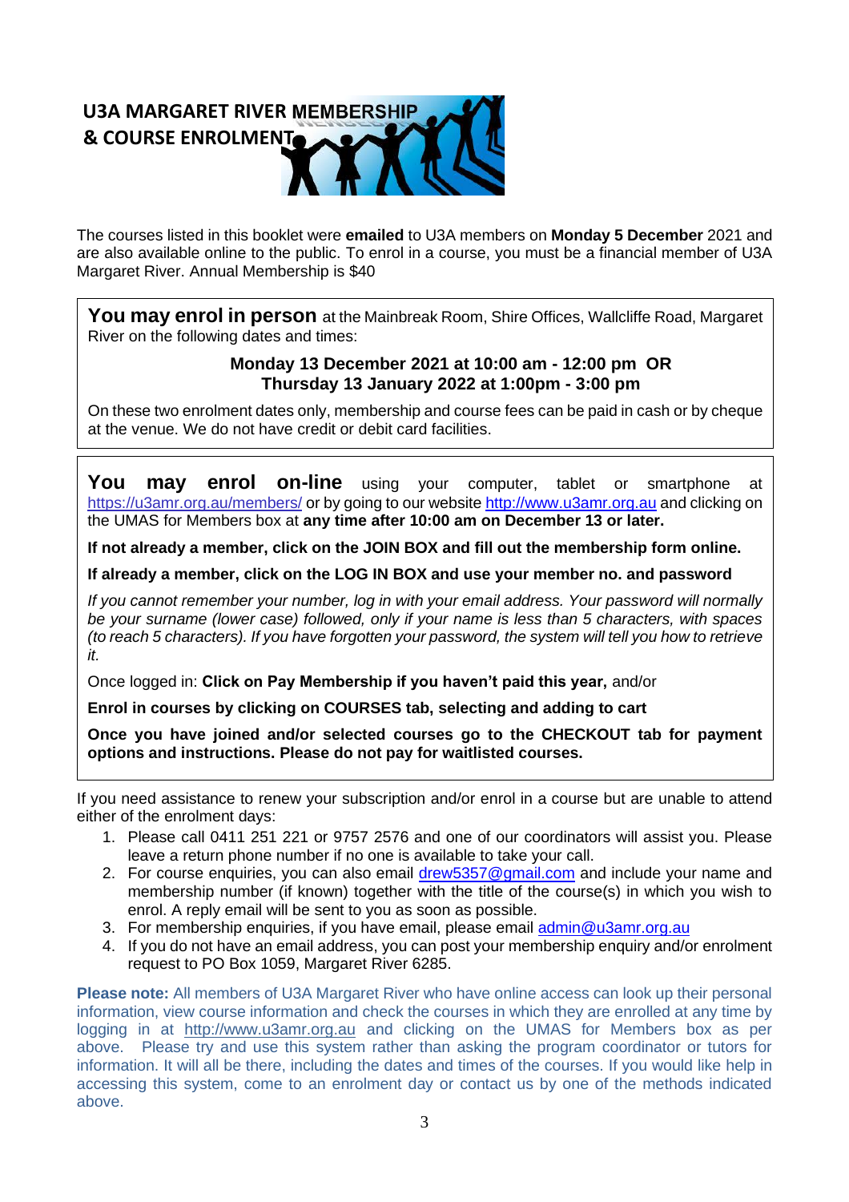# U3A MARGARET RIVER MEMBERSHIP & COURSE ENROLMENT

The courses listed in this booklet were **emailed** to U3A members on **Monday 5 December** 2021 and are also available online to the public. To enrol in a course, you must be a financial member of U3A Margaret River. Annual Membership is $40

**You may enrol in person** at the Mainbreak Room, Shire Offices, Wallcliffe Road, Margaret River on the following dates and times:

**Monday 13 December 2021 at 10:00 am - 12:00 pm OR**
**Thursday 13 January 2022 at 1:00pm - 3:00 pm**

On these two enrolment dates only, membership and course fees can be paid in cash or by cheque at the venue. We do not have credit or debit card facilities.

**You may enrol on-line** using your computer, tablet or smartphone at https://u3amr.org.au/members/ or by going to our website http://www.u3amr.org.au and clicking on the UMAS for Members box at **any time after 10:00 am on December 13 or later.**

**If not already a member, click on the JOIN BOX and fill out the membership form online.**

**If already a member, click on the LOG IN BOX and use your member no. and password**

*If you cannot remember your number, log in with your email address. Your password will normally be your surname (lower case) followed, only if your name is less than 5 characters, with spaces (to reach 5 characters). If you have forgotten your password, the system will tell you how to retrieve it.*

Once logged in: **Click on Pay Membership if you haven't paid this year,** and/or

**Enrol in courses by clicking on COURSES tab, selecting and adding to cart**

**Once you have joined and/or selected courses go to the CHECKOUT tab for payment options and instructions. Please do not pay for waitlisted courses.**

If you need assistance to renew your subscription and/or enrol in a course but are unable to attend either of the enrolment days:

1. Please call 0411 251 221 or 9757 2576 and one of our coordinators will assist you. Please leave a return phone number if no one is available to take your call.
2. For course enquiries, you can also email drew5357@gmail.com and include your name and membership number (if known) together with the title of the course(s) in which you wish to enrol. A reply email will be sent to you as soon as possible.
3. For membership enquiries, if you have email, please email admin@u3amr.org.au
4. If you do not have an email address, you can post your membership enquiry and/or enrolment request to PO Box 1059, Margaret River 6285.

**Please note:** All members of U3A Margaret River who have online access can look up their personal information, view course information and check the courses in which they are enrolled at any time by logging in at http://www.u3amr.org.au and clicking on the UMAS for Members box as per above. Please try and use this system rather than asking the program coordinator or tutors for information. It will all be there, including the dates and times of the courses. If you would like help in accessing this system, come to an enrolment day or contact us by one of the methods indicated above.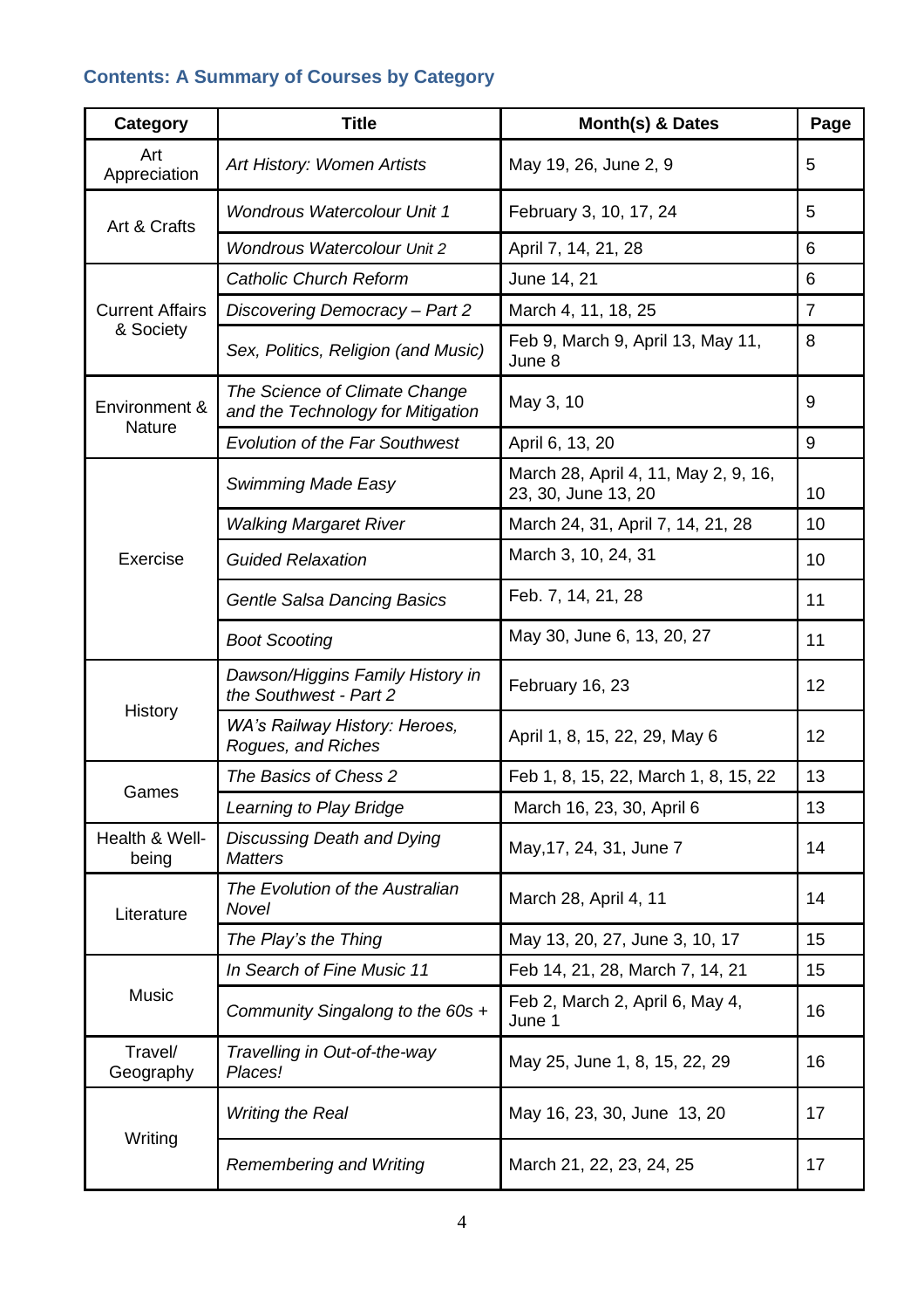## Contents: A Summary of Courses by Category

| Category | Title | Month(s) & Dates | Page |
|---|---|---|---|
| Art Appreciation | *Art History: Women Artists* | May 19, 26, June 2, 9 | 5 |
| Art & Crafts | *Wondrous Watercolour Unit 1* | February 3, 10, 17, 24 | 5 |
| | *Wondrous Watercolour Unit 2* | April 7, 14, 21, 28 | 6 |
| Current Affairs & Society | *Catholic Church Reform* | June 14, 21 | 6 |
| | *Discovering Democracy – Part 2* | March 4, 11, 18, 25 | 7 |
| | *Sex, Politics, Religion (and Music)* | Feb 9, March 9, April 13, May 11, June 8 | 8 |
| Environment & Nature | *The Science of Climate Change and the Technology for Mitigation* | May 3, 10 | 9 |
| | *Evolution of the Far Southwest* | April 6, 13, 20 | 9 |
| Exercise | *Swimming Made Easy* | March 28, April 4, 11, May 2, 9, 16, 23, 30, June 13, 20 | 10 |
| | *Walking Margaret River* | March 24, 31, April 7, 14, 21, 28 | 10 |
| | *Guided Relaxation* | March 3, 10, 24, 31 | 10 |
| | *Gentle Salsa Dancing Basics* | Feb. 7, 14, 21, 28 | 11 |
| | *Boot Scooting* | May 30, June 6, 13, 20, 27 | 11 |
| History | *Dawson/Higgins Family History in the Southwest - Part 2* | February 16, 23 | 12 |
| | *WA's Railway History: Heroes, Rogues, and Riches* | April 1, 8, 15, 22, 29, May 6 | 12 |
| Games | *The Basics of Chess 2* | Feb 1, 8, 15, 22, March 1, 8, 15, 22 | 13 |
| | *Learning to Play Bridge* | March 16, 23, 30, April 6 | 13 |
| Health & Well-being | *Discussing Death and Dying Matters* | May,17, 24, 31, June 7 | 14 |
| Literature | *The Evolution of the Australian Novel* | March 28, April 4, 11 | 14 |
| | *The Play's the Thing* | May 13, 20, 27, June 3, 10, 17 | 15 |
| Music | *In Search of Fine Music 11* | Feb 14, 21, 28, March 7, 14, 21 | 15 |
| | *Community Singalong to the 60s +* | Feb 2, March 2, April 6, May 4, June 1 | 16 |
| Travel/ Geography | *Travelling in Out-of-the-way Places!* | May 25, June 1, 8, 15, 22, 29 | 16 |
| Writing | *Writing the Real* | May 16, 23, 30, June 13, 20 | 17 |
| | *Remembering and Writing* | March 21, 22, 23, 24, 25 | 17 |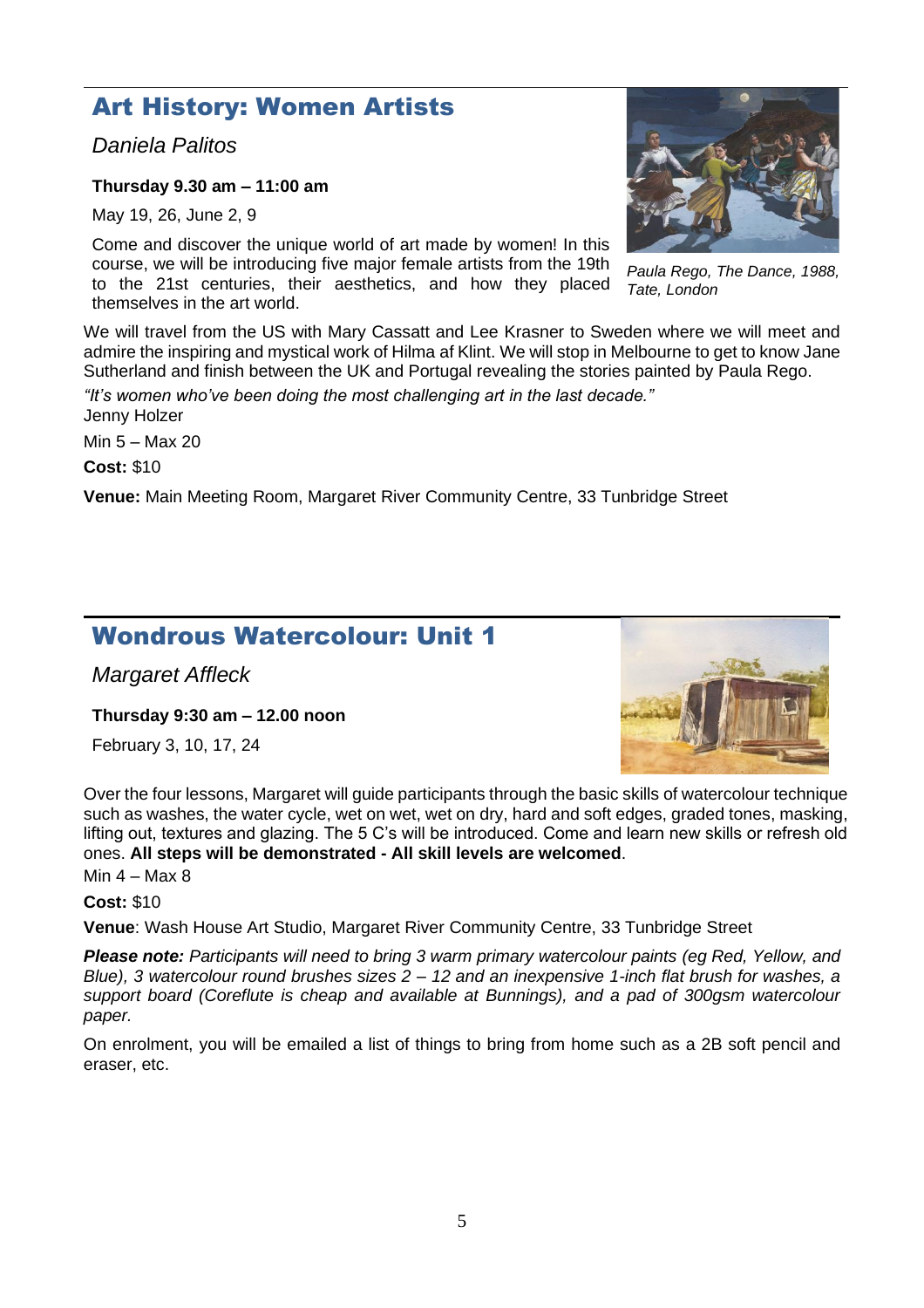## Art History: Women Artists

*Daniela Palitos*

**Thursday 9.30 am – 11:00 am**

May 19, 26, June 2, 9

Come and discover the unique world of art made by women! In this course, we will be introducing five major female artists from the 19th to the 21st centuries, their aesthetics, and how they placed themselves in the art world.

*Paula Rego, The Dance, 1988, Tate, London*

We will travel from the US with Mary Cassatt and Lee Krasner to Sweden where we will meet and admire the inspiring and mystical work of Hilma af Klint. We will stop in Melbourne to get to know Jane Sutherland and finish between the UK and Portugal revealing the stories painted by Paula Rego.

*"It's women who've been doing the most challenging art in the last decade."*
Jenny Holzer

Min 5 – Max 20

**Cost:** $10

**Venue:** Main Meeting Room, Margaret River Community Centre, 33 Tunbridge Street

## Wondrous Watercolour: Unit 1

*Margaret Affleck*

**Thursday 9:30 am – 12.00 noon**

February 3, 10, 17, 24

Over the four lessons, Margaret will guide participants through the basic skills of watercolour technique such as washes, the water cycle, wet on wet, wet on dry, hard and soft edges, graded tones, masking, lifting out, textures and glazing. The 5 C's will be introduced. Come and learn new skills or refresh old ones. **All steps will be demonstrated - All skill levels are welcomed**.

Min 4 – Max 8

**Cost:** $10

**Venue**: Wash House Art Studio, Margaret River Community Centre, 33 Tunbridge Street

***Please note:*** *Participants will need to bring 3 warm primary watercolour paints (eg Red, Yellow, and Blue), 3 watercolour round brushes sizes 2 – 12 and an inexpensive 1-inch flat brush for washes, a support board (Coreflute is cheap and available at Bunnings), and a pad of 300gsm watercolour paper.*

On enrolment, you will be emailed a list of things to bring from home such as a 2B soft pencil and eraser, etc.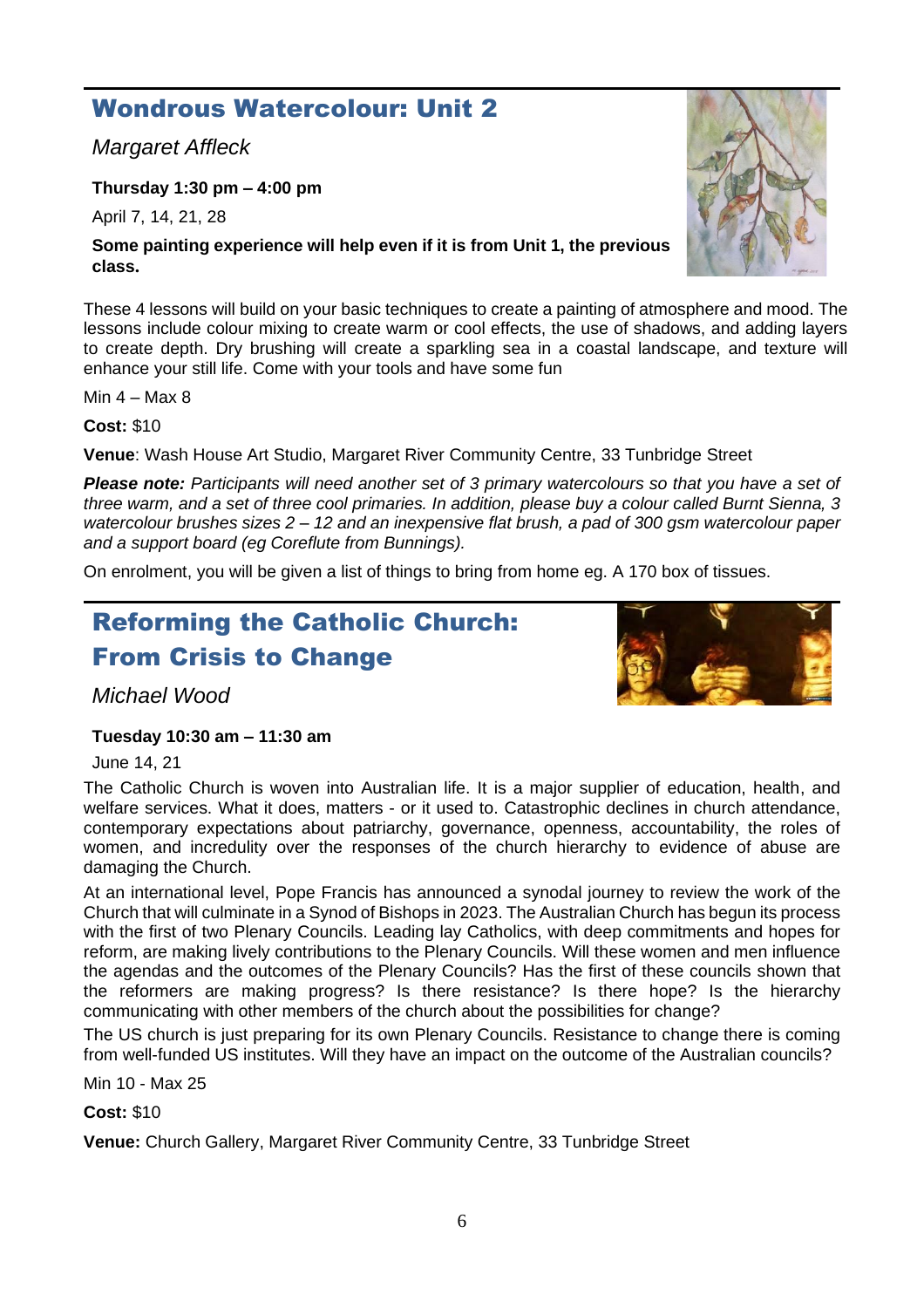## Wondrous Watercolour: Unit 2

*Margaret Affleck*

**Thursday 1:30 pm – 4:00 pm**

April 7, 14, 21, 28

**Some painting experience will help even if it is from Unit 1, the previous class.**

These 4 lessons will build on your basic techniques to create a painting of atmosphere and mood. The lessons include colour mixing to create warm or cool effects, the use of shadows, and adding layers to create depth. Dry brushing will create a sparkling sea in a coastal landscape, and texture will enhance your still life. Come with your tools and have some fun

Min 4 – Max 8

**Cost:** $10

**Venue**: Wash House Art Studio, Margaret River Community Centre, 33 Tunbridge Street

***Please note:*** *Participants will need another set of 3 primary watercolours so that you have a set of three warm, and a set of three cool primaries. In addition, please buy a colour called Burnt Sienna, 3 watercolour brushes sizes 2 – 12 and an inexpensive flat brush, a pad of 300 gsm watercolour paper and a support board (eg Coreflute from Bunnings).*

On enrolment, you will be given a list of things to bring from home eg. A 170 box of tissues.

## Reforming the Catholic Church: From Crisis to Change

*Michael Wood*

**Tuesday 10:30 am – 11:30 am**

June 14, 21

The Catholic Church is woven into Australian life. It is a major supplier of education, health, and welfare services. What it does, matters - or it used to. Catastrophic declines in church attendance, contemporary expectations about patriarchy, governance, openness, accountability, the roles of women, and incredulity over the responses of the church hierarchy to evidence of abuse are damaging the Church.

At an international level, Pope Francis has announced a synodal journey to review the work of the Church that will culminate in a Synod of Bishops in 2023. The Australian Church has begun its process with the first of two Plenary Councils. Leading lay Catholics, with deep commitments and hopes for reform, are making lively contributions to the Plenary Councils. Will these women and men influence the agendas and the outcomes of the Plenary Councils? Has the first of these councils shown that the reformers are making progress? Is there resistance? Is there hope? Is the hierarchy communicating with other members of the church about the possibilities for change?

The US church is just preparing for its own Plenary Councils. Resistance to change there is coming from well-funded US institutes. Will they have an impact on the outcome of the Australian councils?

Min 10 - Max 25

**Cost:** $10

**Venue:** Church Gallery, Margaret River Community Centre, 33 Tunbridge Street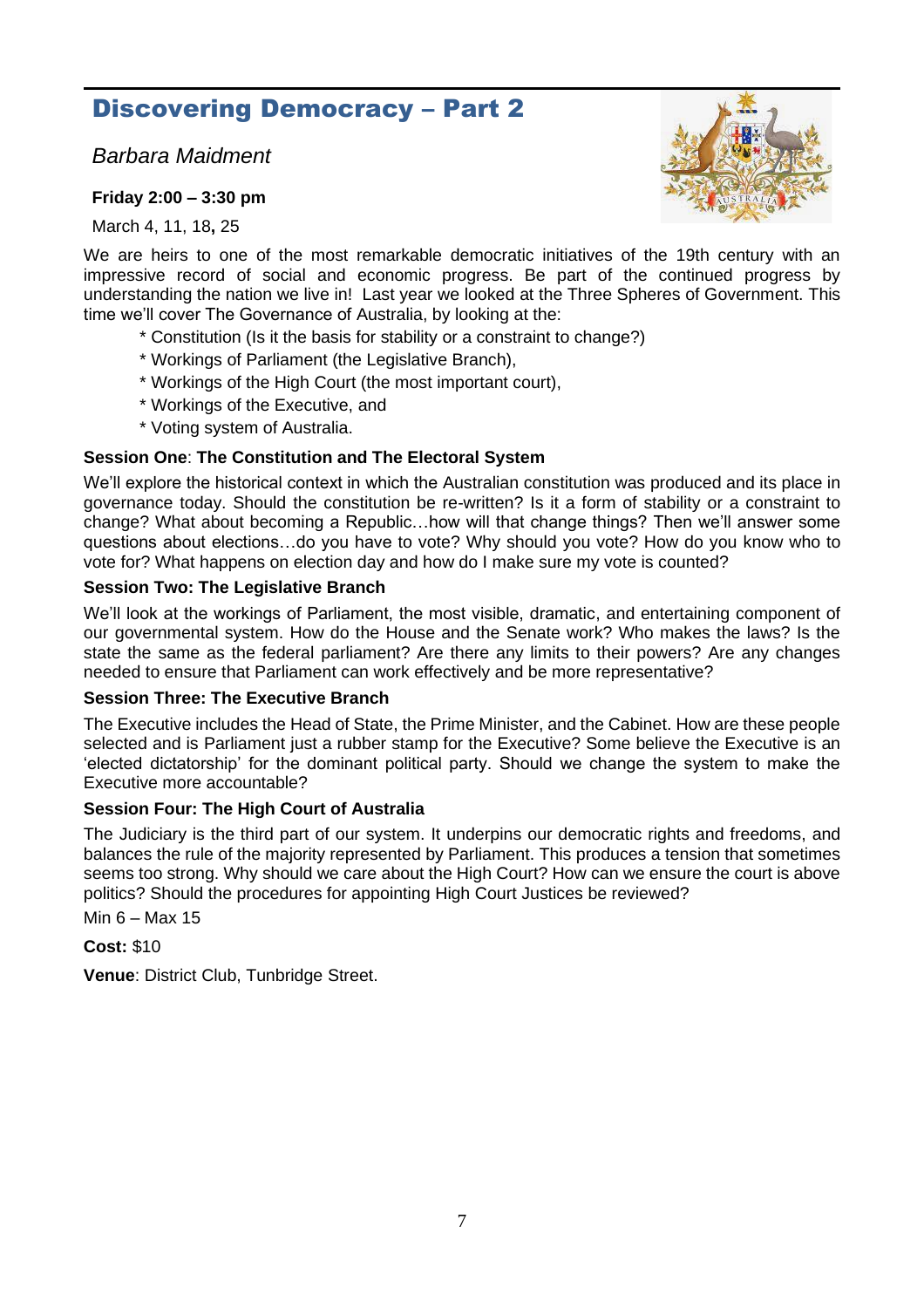# Discovering Democracy – Part 2

*Barbara Maidment*

**Friday 2:00 – 3:30 pm**

March 4, 11, 18**,** 25

We are heirs to one of the most remarkable democratic initiatives of the 19th century with an impressive record of social and economic progress. Be part of the continued progress by understanding the nation we live in! Last year we looked at the Three Spheres of Government. This time we'll cover The Governance of Australia, by looking at the:

* Constitution (Is it the basis for stability or a constraint to change?)
* Workings of Parliament (the Legislative Branch),
* Workings of the High Court (the most important court),
* Workings of the Executive, and
* Voting system of Australia.

**Session One**: **The Constitution and The Electoral System**

We'll explore the historical context in which the Australian constitution was produced and its place in governance today. Should the constitution be re-written? Is it a form of stability or a constraint to change? What about becoming a Republic…how will that change things? Then we'll answer some questions about elections…do you have to vote? Why should you vote? How do you know who to vote for? What happens on election day and how do I make sure my vote is counted?

**Session Two: The Legislative Branch**

We'll look at the workings of Parliament, the most visible, dramatic, and entertaining component of our governmental system. How do the House and the Senate work? Who makes the laws? Is the state the same as the federal parliament? Are there any limits to their powers? Are any changes needed to ensure that Parliament can work effectively and be more representative?

**Session Three: The Executive Branch**

The Executive includes the Head of State, the Prime Minister, and the Cabinet. How are these people selected and is Parliament just a rubber stamp for the Executive? Some believe the Executive is an 'elected dictatorship' for the dominant political party. Should we change the system to make the Executive more accountable?

**Session Four: The High Court of Australia**

The Judiciary is the third part of our system. It underpins our democratic rights and freedoms, and balances the rule of the majority represented by Parliament. This produces a tension that sometimes seems too strong. Why should we care about the High Court? How can we ensure the court is above politics? Should the procedures for appointing High Court Justices be reviewed?

Min 6 – Max 15

**Cost:** $10

**Venue**: District Club, Tunbridge Street.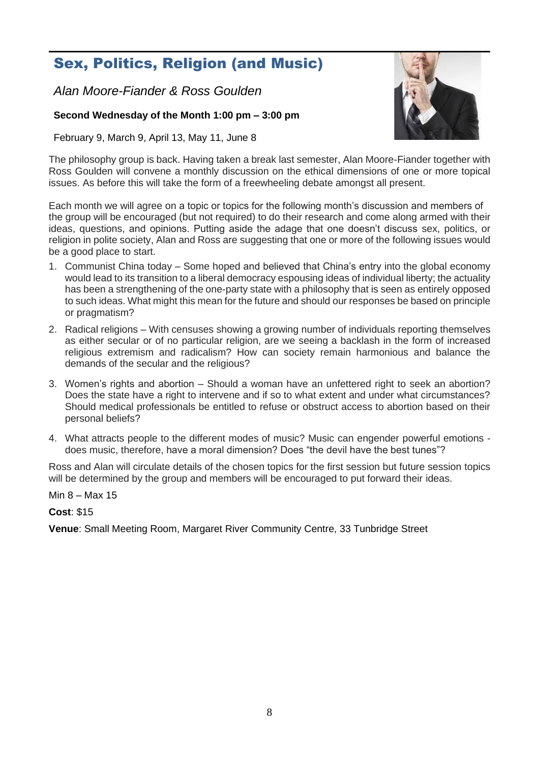## Sex, Politics, Religion (and Music)

*Alan Moore-Fiander & Ross Goulden*

**Second Wednesday of the Month 1:00 pm – 3:00 pm**

February 9, March 9, April 13, May 11, June 8

The philosophy group is back. Having taken a break last semester, Alan Moore-Fiander together with Ross Goulden will convene a monthly discussion on the ethical dimensions of one or more topical issues. As before this will take the form of a freewheeling debate amongst all present.

Each month we will agree on a topic or topics for the following month's discussion and members of the group will be encouraged (but not required) to do their research and come along armed with their ideas, questions, and opinions. Putting aside the adage that one doesn't discuss sex, politics, or religion in polite society, Alan and Ross are suggesting that one or more of the following issues would be a good place to start.

1. Communist China today – Some hoped and believed that China's entry into the global economy would lead to its transition to a liberal democracy espousing ideas of individual liberty; the actuality has been a strengthening of the one-party state with a philosophy that is seen as entirely opposed to such ideas. What might this mean for the future and should our responses be based on principle or pragmatism?

2. Radical religions – With censuses showing a growing number of individuals reporting themselves as either secular or of no particular religion, are we seeing a backlash in the form of increased religious extremism and radicalism? How can society remain harmonious and balance the demands of the secular and the religious?

3. Women's rights and abortion – Should a woman have an unfettered right to seek an abortion? Does the state have a right to intervene and if so to what extent and under what circumstances? Should medical professionals be entitled to refuse or obstruct access to abortion based on their personal beliefs?

4. What attracts people to the different modes of music? Music can engender powerful emotions - does music, therefore, have a moral dimension? Does "the devil have the best tunes"?

Ross and Alan will circulate details of the chosen topics for the first session but future session topics will be determined by the group and members will be encouraged to put forward their ideas.

Min 8 – Max 15

**Cost**: $15

**Venue**: Small Meeting Room, Margaret River Community Centre, 33 Tunbridge Street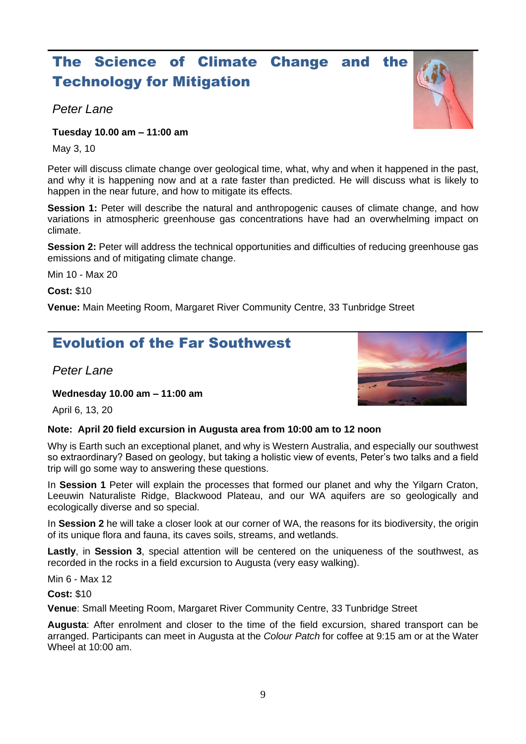## The Science of Climate Change and the Technology for Mitigation

*Peter Lane*

**Tuesday 10.00 am – 11:00 am**

May 3, 10

Peter will discuss climate change over geological time, what, why and when it happened in the past, and why it is happening now and at a rate faster than predicted. He will discuss what is likely to happen in the near future, and how to mitigate its effects.

**Session 1:** Peter will describe the natural and anthropogenic causes of climate change, and how variations in atmospheric greenhouse gas concentrations have had an overwhelming impact on climate.

**Session 2:** Peter will address the technical opportunities and difficulties of reducing greenhouse gas emissions and of mitigating climate change.

Min 10 - Max 20

**Cost:** $10

**Venue:** Main Meeting Room, Margaret River Community Centre, 33 Tunbridge Street

## Evolution of the Far Southwest

*Peter Lane*

**Wednesday 10.00 am – 11:00 am**

April 6, 13, 20

**Note: April 20 field excursion in Augusta area from 10:00 am to 12 noon**

Why is Earth such an exceptional planet, and why is Western Australia, and especially our southwest so extraordinary? Based on geology, but taking a holistic view of events, Peter's two talks and a field trip will go some way to answering these questions.

In **Session 1** Peter will explain the processes that formed our planet and why the Yilgarn Craton, Leeuwin Naturaliste Ridge, Blackwood Plateau, and our WA aquifers are so geologically and ecologically diverse and so special.

In **Session 2** he will take a closer look at our corner of WA, the reasons for its biodiversity, the origin of its unique flora and fauna, its caves soils, streams, and wetlands.

**Lastly**, in **Session 3**, special attention will be centered on the uniqueness of the southwest, as recorded in the rocks in a field excursion to Augusta (very easy walking).

Min 6 - Max 12

**Cost:** $10

**Venue**: Small Meeting Room, Margaret River Community Centre, 33 Tunbridge Street

**Augusta**: After enrolment and closer to the time of the field excursion, shared transport can be arranged. Participants can meet in Augusta at the *Colour Patch* for coffee at 9:15 am or at the Water Wheel at 10:00 am.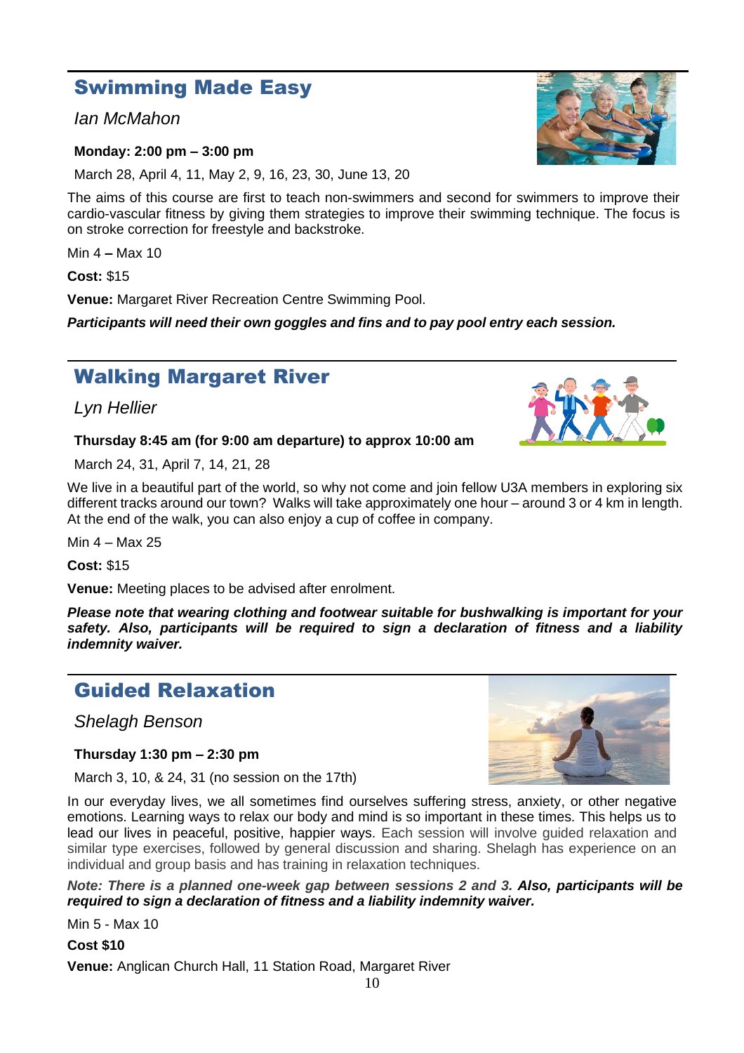## Swimming Made Easy

*Ian McMahon*

**Monday: 2:00 pm – 3:00 pm**

March 28, April 4, 11, May 2, 9, 16, 23, 30, June 13, 20

The aims of this course are first to teach non-swimmers and second for swimmers to improve their cardio-vascular fitness by giving them strategies to improve their swimming technique. The focus is on stroke correction for freestyle and backstroke.

Min 4 **–** Max 10

**Cost:** $15

**Venue:** Margaret River Recreation Centre Swimming Pool.

***Participants will need their own goggles and fins and to pay pool entry each session.***

## Walking Margaret River

*Lyn Hellier*

**Thursday 8:45 am (for 9:00 am departure) to approx 10:00 am**

March 24, 31, April 7, 14, 21, 28

We live in a beautiful part of the world, so why not come and join fellow U3A members in exploring six different tracks around our town? Walks will take approximately one hour – around 3 or 4 km in length. At the end of the walk, you can also enjoy a cup of coffee in company.

Min 4 – Max 25

**Cost:** $15

**Venue:** Meeting places to be advised after enrolment.

***Please note that wearing clothing and footwear suitable for bushwalking is important for your safety. Also, participants will be required to sign a declaration of fitness and a liability indemnity waiver.***

## Guided Relaxation

*Shelagh Benson*

**Thursday 1:30 pm – 2:30 pm**

March 3, 10, & 24, 31 (no session on the 17th)

In our everyday lives, we all sometimes find ourselves suffering stress, anxiety, or other negative emotions. Learning ways to relax our body and mind is so important in these times. This helps us to lead our lives in peaceful, positive, happier ways. Each session will involve guided relaxation and similar type exercises, followed by general discussion and sharing. Shelagh has experience on an individual and group basis and has training in relaxation techniques.

***Note: There is a planned one-week gap between sessions 2 and 3. Also, participants will be required to sign a declaration of fitness and a liability indemnity waiver.***

Min 5 - Max 10

**Cost $10**

**Venue:** Anglican Church Hall, 11 Station Road, Margaret River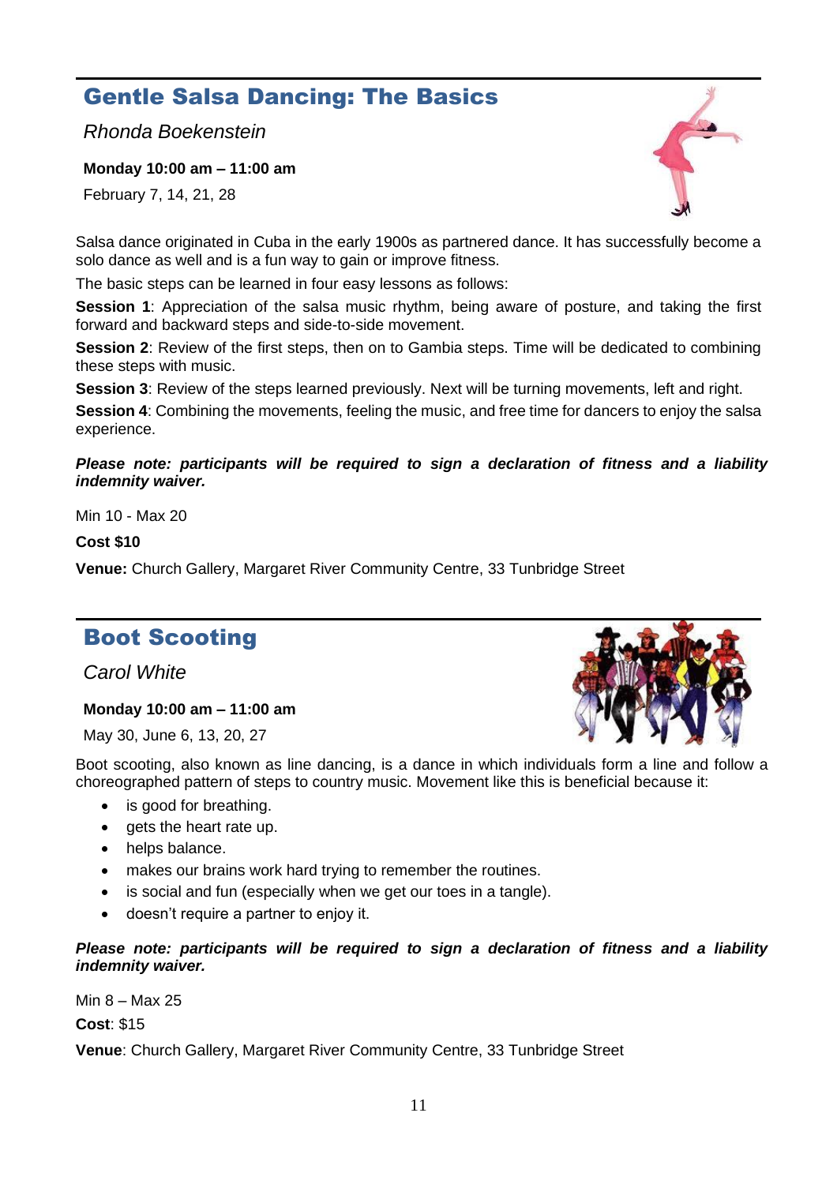## Gentle Salsa Dancing: The Basics

*Rhonda Boekenstein*

**Monday 10:00 am – 11:00 am**

February 7, 14, 21, 28

Salsa dance originated in Cuba in the early 1900s as partnered dance. It has successfully become a solo dance as well and is a fun way to gain or improve fitness.

The basic steps can be learned in four easy lessons as follows:

**Session 1**: Appreciation of the salsa music rhythm, being aware of posture, and taking the first forward and backward steps and side-to-side movement.

**Session 2**: Review of the first steps, then on to Gambia steps. Time will be dedicated to combining these steps with music.

**Session 3**: Review of the steps learned previously. Next will be turning movements, left and right.

**Session 4**: Combining the movements, feeling the music, and free time for dancers to enjoy the salsa experience.

***Please note: participants will be required to sign a declaration of fitness and a liability indemnity waiver.***

Min 10 - Max 20

**Cost $10**

**Venue:** Church Gallery, Margaret River Community Centre, 33 Tunbridge Street

## Boot Scooting

*Carol White*

**Monday 10:00 am – 11:00 am**

May 30, June 6, 13, 20, 27

Boot scooting, also known as line dancing, is a dance in which individuals form a line and follow a choreographed pattern of steps to country music. Movement like this is beneficial because it:

- is good for breathing.
- gets the heart rate up.
- helps balance.
- makes our brains work hard trying to remember the routines.
- is social and fun (especially when we get our toes in a tangle).
- doesn't require a partner to enjoy it.

***Please note: participants will be required to sign a declaration of fitness and a liability indemnity waiver.***

Min 8 – Max 25

**Cost**: $15

**Venue**: Church Gallery, Margaret River Community Centre, 33 Tunbridge Street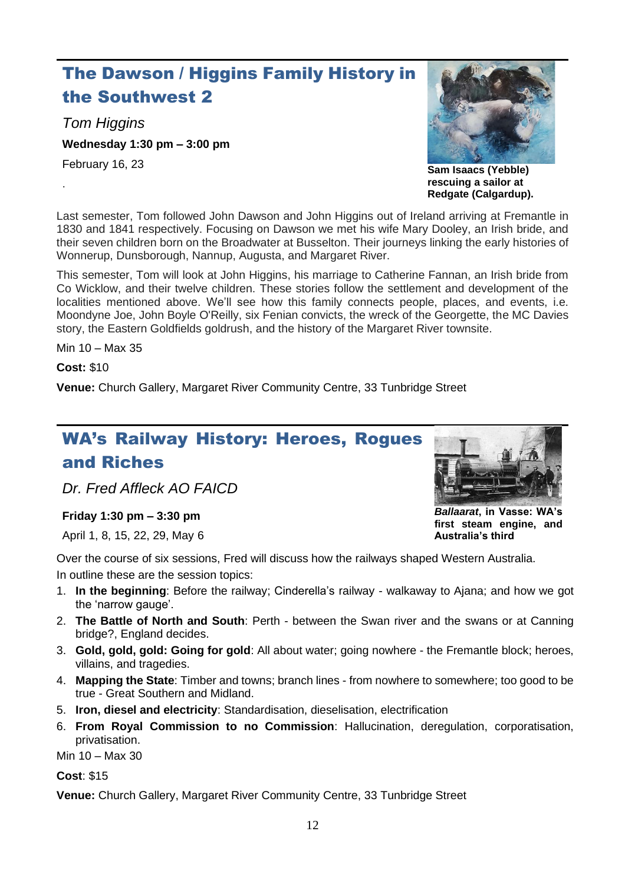## The Dawson / Higgins Family History in the Southwest 2

*Tom Higgins*

**Wednesday 1:30 pm – 3:00 pm**

February 16, 23

.

**Sam Isaacs (Yebble) rescuing a sailor at Redgate (Calgardup).**

Last semester, Tom followed John Dawson and John Higgins out of Ireland arriving at Fremantle in 1830 and 1841 respectively. Focusing on Dawson we met his wife Mary Dooley, an Irish bride, and their seven children born on the Broadwater at Busselton. Their journeys linking the early histories of Wonnerup, Dunsborough, Nannup, Augusta, and Margaret River.

This semester, Tom will look at John Higgins, his marriage to Catherine Fannan, an Irish bride from Co Wicklow, and their twelve children. These stories follow the settlement and development of the localities mentioned above. We'll see how this family connects people, places, and events, i.e. Moondyne Joe, John Boyle O'Reilly, six Fenian convicts, the wreck of the Georgette, the MC Davies story, the Eastern Goldfields goldrush, and the history of the Margaret River townsite.

Min 10 – Max 35

**Cost:** $10

**Venue:** Church Gallery, Margaret River Community Centre, 33 Tunbridge Street

## WA's Railway History: Heroes, Rogues and Riches

*Dr. Fred Affleck AO FAICD*

**Friday 1:30 pm – 3:30 pm**

April 1, 8, 15, 22, 29, May 6

***Ballaarat*, in Vasse: WA's first steam engine, and Australia's third**

Over the course of six sessions, Fred will discuss how the railways shaped Western Australia.

In outline these are the session topics:

1. **In the beginning**: Before the railway; Cinderella's railway - walkaway to Ajana; and how we got the 'narrow gauge'.
2. **The Battle of North and South**: Perth - between the Swan river and the swans or at Canning bridge?, England decides.
3. **Gold, gold, gold: Going for gold**: All about water; going nowhere - the Fremantle block; heroes, villains, and tragedies.
4. **Mapping the State**: Timber and towns; branch lines - from nowhere to somewhere; too good to be true - Great Southern and Midland.
5. **Iron, diesel and electricity**: Standardisation, dieselisation, electrification
6. **From Royal Commission to no Commission**: Hallucination, deregulation, corporatisation, privatisation.

Min 10 – Max 30

**Cost**: $15

**Venue:** Church Gallery, Margaret River Community Centre, 33 Tunbridge Street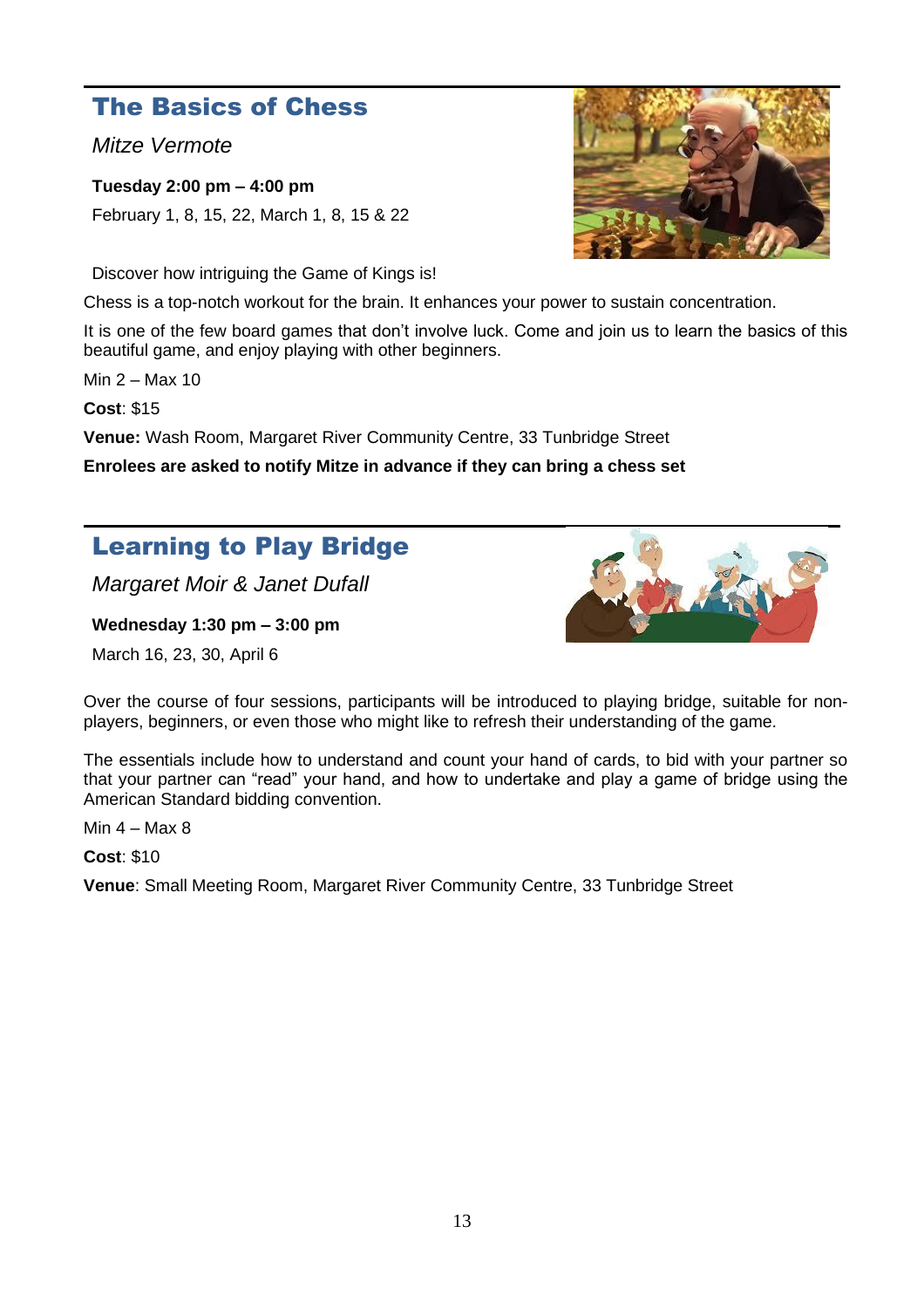## The Basics of Chess

*Mitze Vermote*

**Tuesday 2:00 pm – 4:00 pm**

February 1, 8, 15, 22, March 1, 8, 15 & 22

Discover how intriguing the Game of Kings is!

Chess is a top-notch workout for the brain. It enhances your power to sustain concentration.

It is one of the few board games that don't involve luck. Come and join us to learn the basics of this beautiful game, and enjoy playing with other beginners.

Min 2 – Max 10

**Cost**: $15

**Venue:** Wash Room, Margaret River Community Centre, 33 Tunbridge Street

**Enrolees are asked to notify Mitze in advance if they can bring a chess set**

## Learning to Play Bridge

*Margaret Moir & Janet Dufall*

**Wednesday 1:30 pm – 3:00 pm**

March 16, 23, 30, April 6

Over the course of four sessions, participants will be introduced to playing bridge, suitable for non-players, beginners, or even those who might like to refresh their understanding of the game.

The essentials include how to understand and count your hand of cards, to bid with your partner so that your partner can "read" your hand, and how to undertake and play a game of bridge using the American Standard bidding convention.

Min 4 – Max 8

**Cost**: $10

**Venue**: Small Meeting Room, Margaret River Community Centre, 33 Tunbridge Street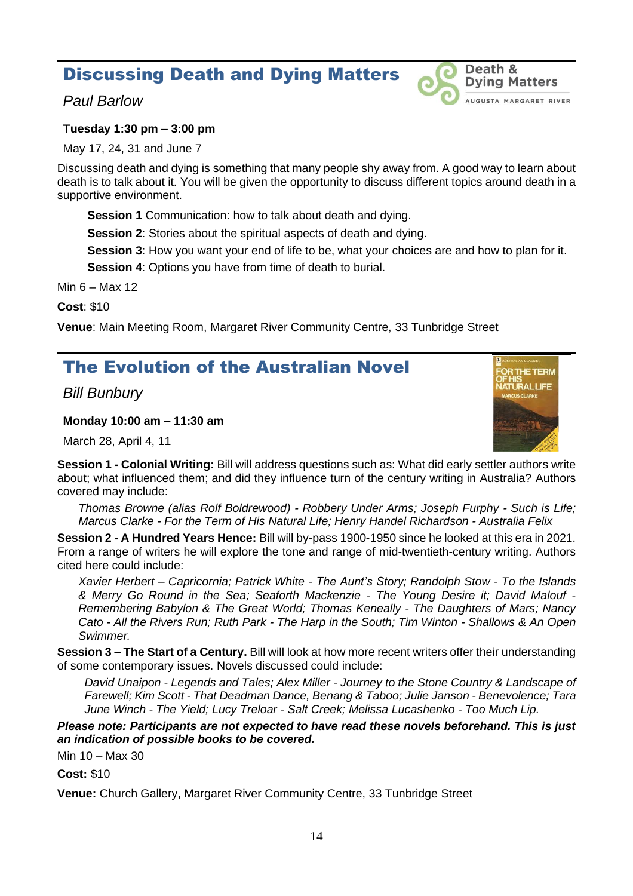## Discussing Death and Dying Matters

*Paul Barlow*

**Tuesday 1:30 pm – 3:00 pm**

May 17, 24, 31 and June 7

Discussing death and dying is something that many people shy away from. A good way to learn about death is to talk about it. You will be given the opportunity to discuss different topics around death in a supportive environment.

**Session 1** Communication: how to talk about death and dying.

**Session 2**: Stories about the spiritual aspects of death and dying.

**Session 3**: How you want your end of life to be, what your choices are and how to plan for it.

**Session 4**: Options you have from time of death to burial.

Min 6 – Max 12

**Cost**: $10

**Venue**: Main Meeting Room, Margaret River Community Centre, 33 Tunbridge Street

## The Evolution of the Australian Novel

*Bill Bunbury*

**Monday 10:00 am – 11:30 am**

March 28, April 4, 11

**Session 1 - Colonial Writing:** Bill will address questions such as: What did early settler authors write about; what influenced them; and did they influence turn of the century writing in Australia? Authors covered may include:

*Thomas Browne (alias Rolf Boldrewood) - Robbery Under Arms; Joseph Furphy - Such is Life; Marcus Clarke - For the Term of His Natural Life; Henry Handel Richardson - Australia Felix*

**Session 2 - A Hundred Years Hence:** Bill will by-pass 1900-1950 since he looked at this era in 2021. From a range of writers he will explore the tone and range of mid-twentieth-century writing. Authors cited here could include:

*Xavier Herbert – Capricornia; Patrick White - The Aunt's Story; Randolph Stow - To the Islands & Merry Go Round in the Sea; Seaforth Mackenzie - The Young Desire it; David Malouf - Remembering Babylon & The Great World; Thomas Keneally - The Daughters of Mars; Nancy Cato - All the Rivers Run; Ruth Park - The Harp in the South; Tim Winton - Shallows & An Open Swimmer.*

**Session 3 – The Start of a Century.** Bill will look at how more recent writers offer their understanding of some contemporary issues. Novels discussed could include:

*David Unaipon - Legends and Tales; Alex Miller - Journey to the Stone Country & Landscape of Farewell; Kim Scott - That Deadman Dance, Benang & Taboo; Julie Janson - Benevolence; Tara June Winch - The Yield; Lucy Treloar - Salt Creek; Melissa Lucashenko - Too Much Lip.*

***Please note: Participants are not expected to have read these novels beforehand. This is just an indication of possible books to be covered.***

Min 10 – Max 30

**Cost:** $10

**Venue:** Church Gallery, Margaret River Community Centre, 33 Tunbridge Street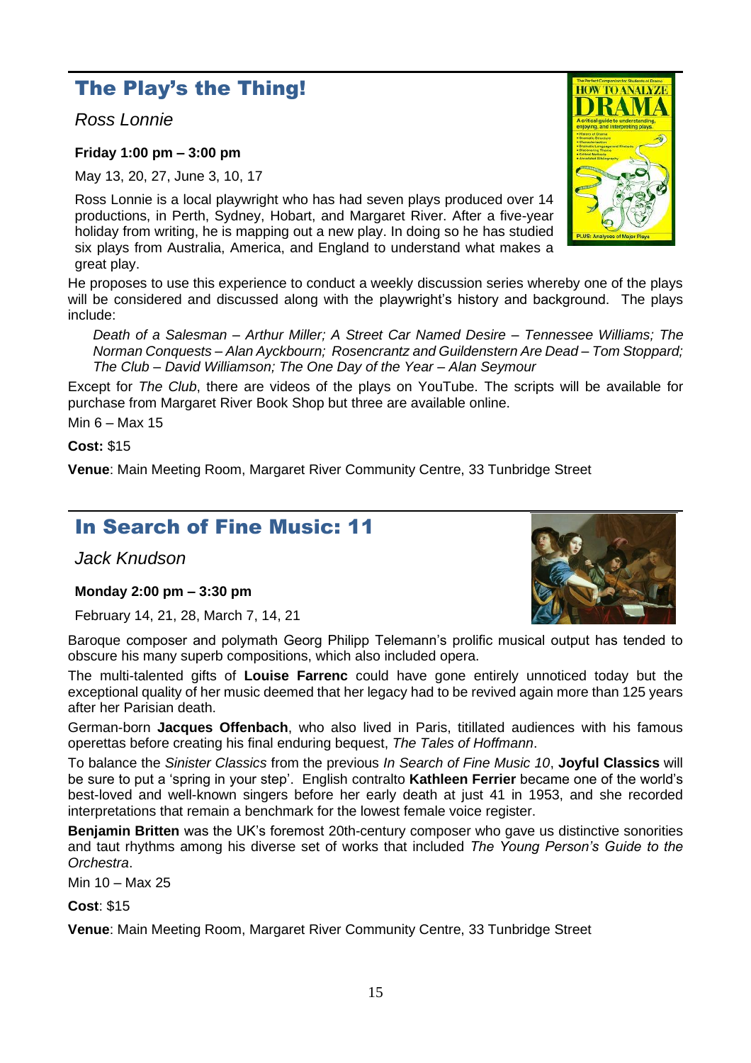## The Play's the Thing!

*Ross Lonnie*

**Friday 1:00 pm – 3:00 pm**

May 13, 20, 27, June 3, 10, 17

Ross Lonnie is a local playwright who has had seven plays produced over 14 productions, in Perth, Sydney, Hobart, and Margaret River. After a five-year holiday from writing, he is mapping out a new play. In doing so he has studied six plays from Australia, America, and England to understand what makes a great play.

He proposes to use this experience to conduct a weekly discussion series whereby one of the plays will be considered and discussed along with the playwright's history and background. The plays include:

*Death of a Salesman – Arthur Miller; A Street Car Named Desire – Tennessee Williams; The Norman Conquests – Alan Ayckbourn; Rosencrantz and Guildenstern Are Dead – Tom Stoppard; The Club – David Williamson; The One Day of the Year – Alan Seymour*

Except for *The Club*, there are videos of the plays on YouTube. The scripts will be available for purchase from Margaret River Book Shop but three are available online.

Min 6 – Max 15

**Cost:** $15

**Venue**: Main Meeting Room, Margaret River Community Centre, 33 Tunbridge Street

## In Search of Fine Music: 11

*Jack Knudson*

**Monday 2:00 pm – 3:30 pm**

February 14, 21, 28, March 7, 14, 21

Baroque composer and polymath Georg Philipp Telemann's prolific musical output has tended to obscure his many superb compositions, which also included opera.

The multi-talented gifts of **Louise Farrenc** could have gone entirely unnoticed today but the exceptional quality of her music deemed that her legacy had to be revived again more than 125 years after her Parisian death.

German-born **Jacques Offenbach**, who also lived in Paris, titillated audiences with his famous operettas before creating his final enduring bequest, *The Tales of Hoffmann*.

To balance the *Sinister Classics* from the previous *In Search of Fine Music 10*, **Joyful Classics** will be sure to put a 'spring in your step'. English contralto **Kathleen Ferrier** became one of the world's best-loved and well-known singers before her early death at just 41 in 1953, and she recorded interpretations that remain a benchmark for the lowest female voice register.

**Benjamin Britten** was the UK's foremost 20th-century composer who gave us distinctive sonorities and taut rhythms among his diverse set of works that included *The Young Person's Guide to the Orchestra*.

Min 10 – Max 25

**Cost**: $15

**Venue**: Main Meeting Room, Margaret River Community Centre, 33 Tunbridge Street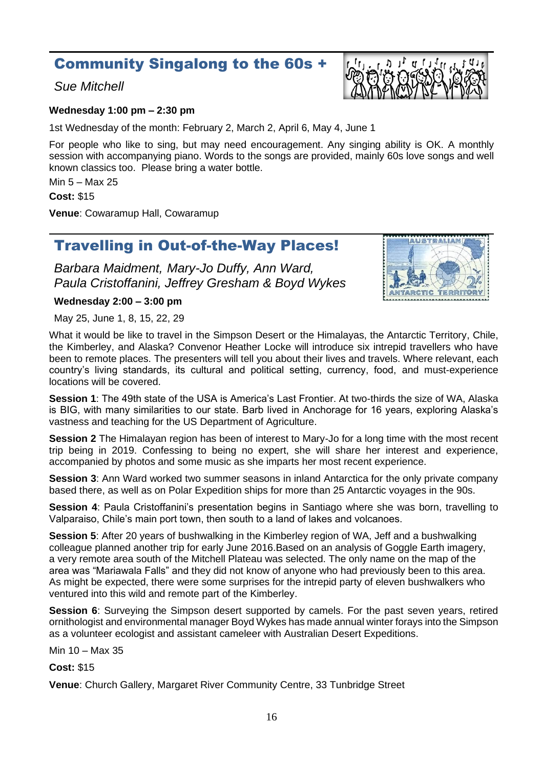## Community Singalong to the 60s +

*Sue Mitchell*

**Wednesday 1:00 pm – 2:30 pm**

1st Wednesday of the month: February 2, March 2, April 6, May 4, June 1

For people who like to sing, but may need encouragement. Any singing ability is OK. A monthly session with accompanying piano. Words to the songs are provided, mainly 60s love songs and well known classics too. Please bring a water bottle.

Min 5 – Max 25

**Cost:** $15

**Venue**: Cowaramup Hall, Cowaramup

## Travelling in Out-of-the-Way Places!

*Barbara Maidment, Mary-Jo Duffy, Ann Ward, Paula Cristoffanini, Jeffrey Gresham & Boyd Wykes*

**Wednesday 2:00 – 3:00 pm**

May 25, June 1, 8, 15, 22, 29

What it would be like to travel in the Simpson Desert or the Himalayas, the Antarctic Territory, Chile, the Kimberley, and Alaska? Convenor Heather Locke will introduce six intrepid travellers who have been to remote places. The presenters will tell you about their lives and travels. Where relevant, each country's living standards, its cultural and political setting, currency, food, and must-experience locations will be covered.

**Session 1**: The 49th state of the USA is America's Last Frontier. At two-thirds the size of WA, Alaska is BIG, with many similarities to our state. Barb lived in Anchorage for 16 years, exploring Alaska's vastness and teaching for the US Department of Agriculture.

**Session 2** The Himalayan region has been of interest to Mary-Jo for a long time with the most recent trip being in 2019. Confessing to being no expert, she will share her interest and experience, accompanied by photos and some music as she imparts her most recent experience.

**Session 3**: Ann Ward worked two summer seasons in inland Antarctica for the only private company based there, as well as on Polar Expedition ships for more than 25 Antarctic voyages in the 90s.

**Session 4**: Paula Cristoffanini's presentation begins in Santiago where she was born, travelling to Valparaiso, Chile's main port town, then south to a land of lakes and volcanoes.

**Session 5**: After 20 years of bushwalking in the Kimberley region of WA, Jeff and a bushwalking colleague planned another trip for early June 2016.Based on an analysis of Goggle Earth imagery, a very remote area south of the Mitchell Plateau was selected. The only name on the map of the area was "Mariawala Falls" and they did not know of anyone who had previously been to this area. As might be expected, there were some surprises for the intrepid party of eleven bushwalkers who ventured into this wild and remote part of the Kimberley.

**Session 6**: Surveying the Simpson desert supported by camels. For the past seven years, retired ornithologist and environmental manager Boyd Wykes has made annual winter forays into the Simpson as a volunteer ecologist and assistant cameleer with Australian Desert Expeditions.

Min 10 – Max 35

**Cost:** $15

**Venue**: Church Gallery, Margaret River Community Centre, 33 Tunbridge Street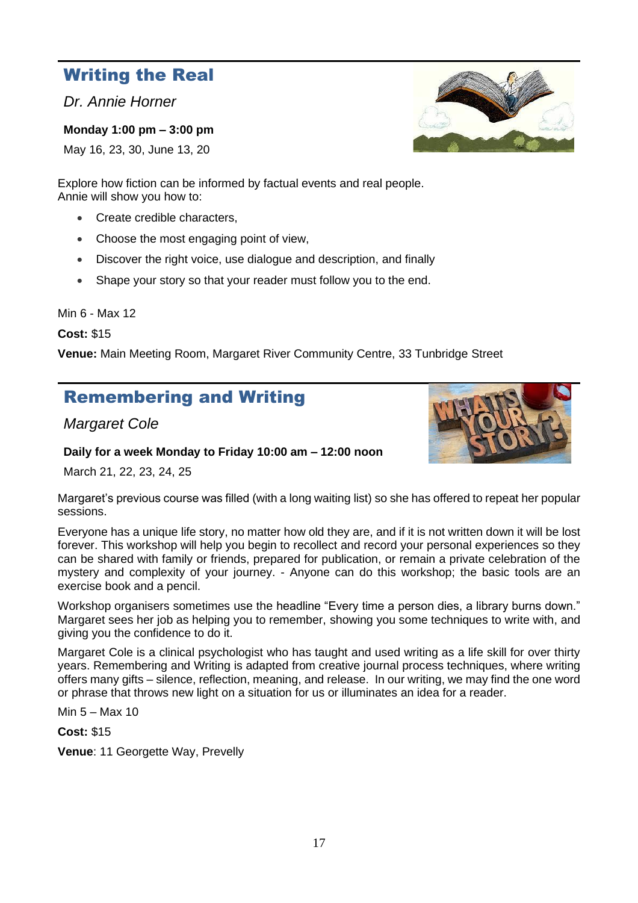## Writing the Real

*Dr. Annie Horner*

**Monday 1:00 pm – 3:00 pm**

May 16, 23, 30, June 13, 20

Explore how fiction can be informed by factual events and real people.
Annie will show you how to:

- Create credible characters,
- Choose the most engaging point of view,
- Discover the right voice, use dialogue and description, and finally
- Shape your story so that your reader must follow you to the end.

Min 6 - Max 12

**Cost:** $15

**Venue:** Main Meeting Room, Margaret River Community Centre, 33 Tunbridge Street

## Remembering and Writing

*Margaret Cole*

**Daily for a week Monday to Friday 10:00 am – 12:00 noon**

March 21, 22, 23, 24, 25

Margaret's previous course was filled (with a long waiting list) so she has offered to repeat her popular sessions.

Everyone has a unique life story, no matter how old they are, and if it is not written down it will be lost forever. This workshop will help you begin to recollect and record your personal experiences so they can be shared with family or friends, prepared for publication, or remain a private celebration of the mystery and complexity of your journey. - Anyone can do this workshop; the basic tools are an exercise book and a pencil.

Workshop organisers sometimes use the headline "Every time a person dies, a library burns down." Margaret sees her job as helping you to remember, showing you some techniques to write with, and giving you the confidence to do it.

Margaret Cole is a clinical psychologist who has taught and used writing as a life skill for over thirty years. Remembering and Writing is adapted from creative journal process techniques, where writing offers many gifts – silence, reflection, meaning, and release. In our writing, we may find the one word or phrase that throws new light on a situation for us or illuminates an idea for a reader.

Min 5 – Max 10

**Cost:** $15

**Venue**: 11 Georgette Way, Prevelly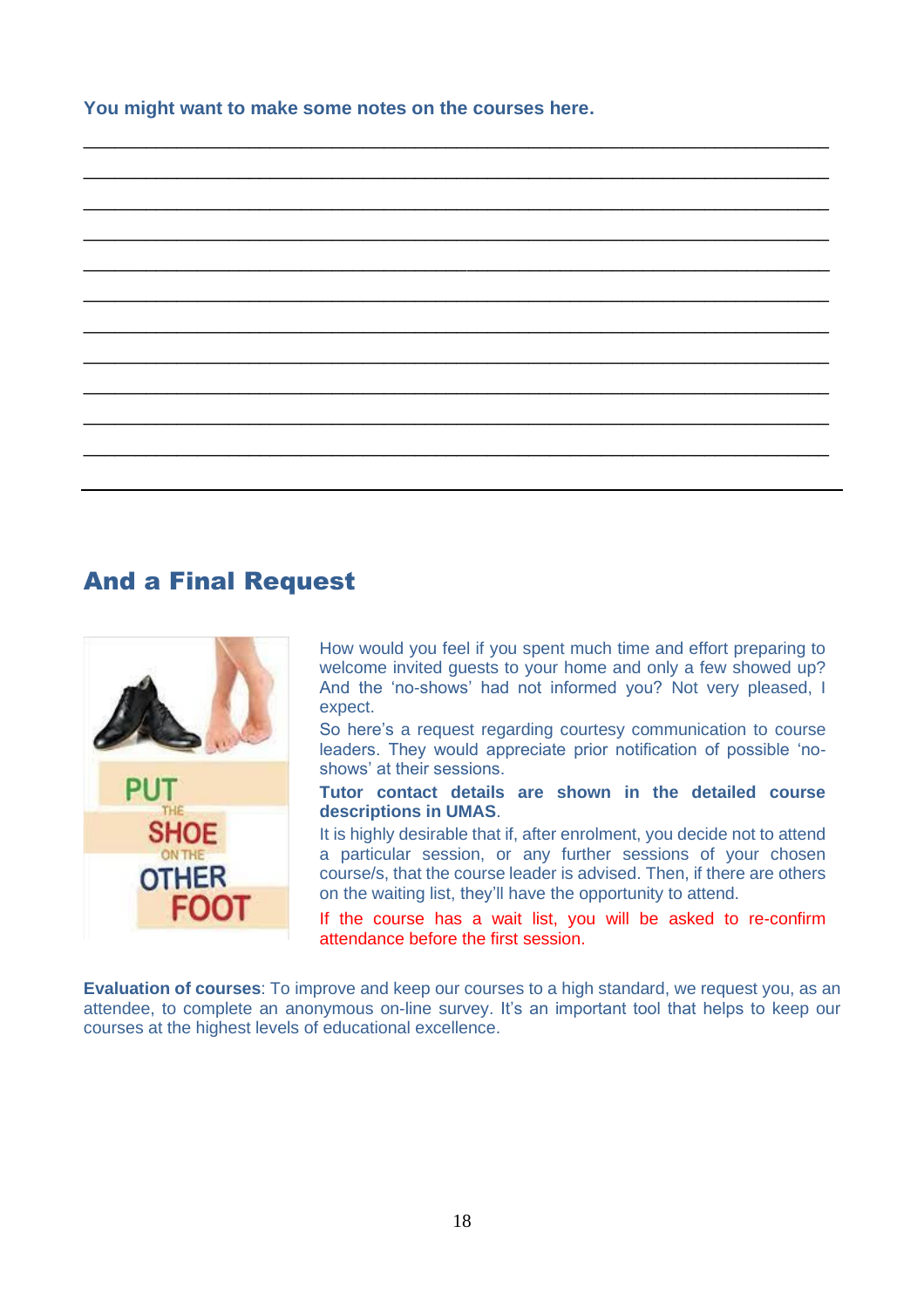**You might want to make some notes on the courses here.**

## And a Final Request

How would you feel if you spent much time and effort preparing to welcome invited guests to your home and only a few showed up? And the 'no-shows' had not informed you? Not very pleased, I expect.

So here's a request regarding courtesy communication to course leaders. They would appreciate prior notification of possible 'no-shows' at their sessions.

**Tutor contact details are shown in the detailed course descriptions in UMAS**.

It is highly desirable that if, after enrolment, you decide not to attend a particular session, or any further sessions of your chosen course/s, that the course leader is advised. Then, if there are others on the waiting list, they'll have the opportunity to attend.

If the course has a wait list, you will be asked to re-confirm attendance before the first session.

**Evaluation of courses**: To improve and keep our courses to a high standard, we request you, as an attendee, to complete an anonymous on-line survey. It's an important tool that helps to keep our courses at the highest levels of educational excellence.